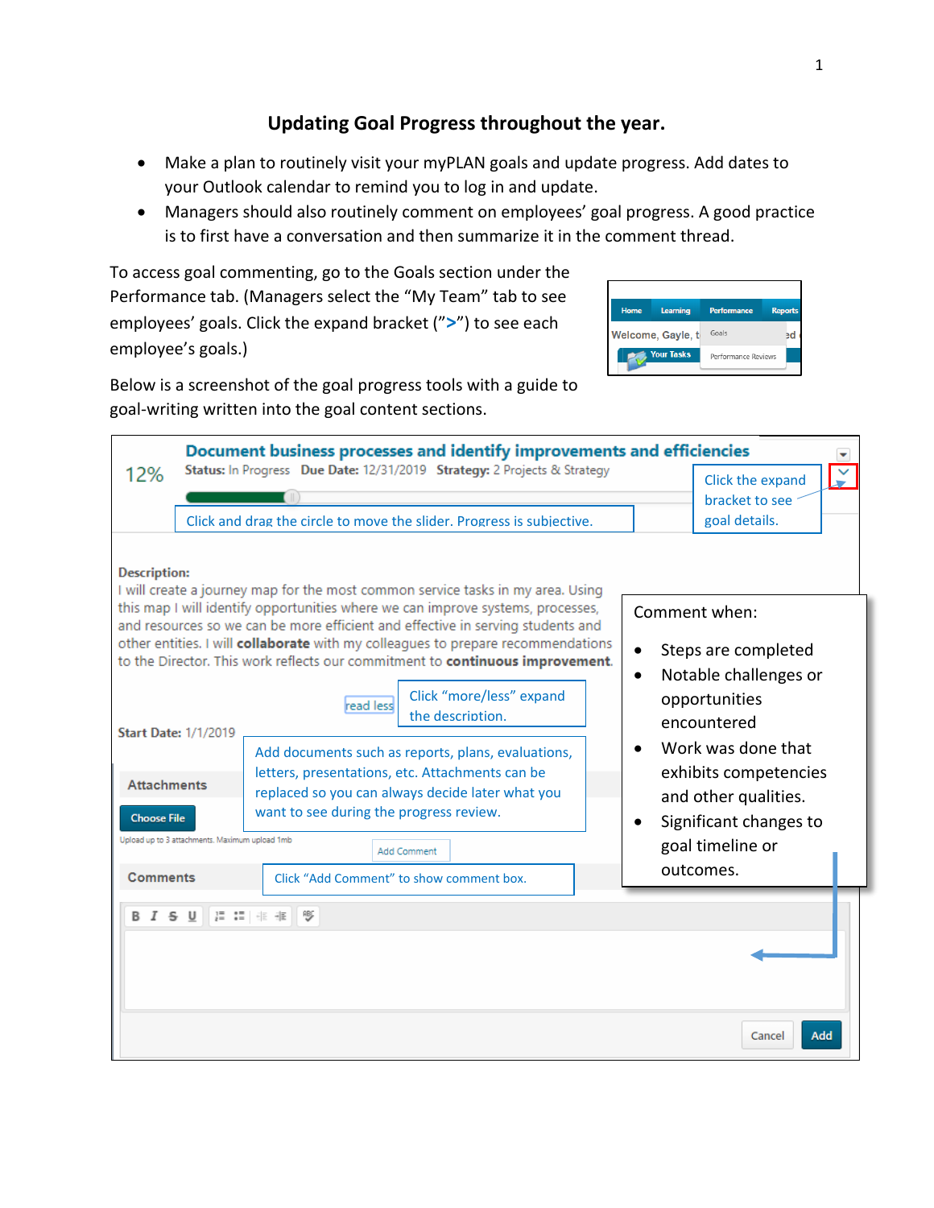# Updating Goal Progress throughout the year.

- Make a plan to routinely visit your myPLAN goals and update progress. Add dates to your Outlook calendar to remind you to log in and update.
- Managers should also routinely comment on employees' goal progress. A good practice is to first have a conversation and then summarize it in the comment thread.

To access goal commenting, go to the Goals section under the Performance tab. (Managers select the "My Team" tab to see employees' goals. Click the expand bracket (">") to see each employee's goals.)

Below is a screenshot of the goal progress tools with a guide to goal-writing written into the goal content sections.

Home | Learning | Performance | Reports

Welcome, Gayle, t... Goals ...ed

Your Tasks | Performance Reviews

12%

**Document business processes and identify improvements and efficiencies**

**Status:** In Progress **Due Date:** 12/31/2019 **Strategy:** 2 Projects & Strategy

Click and drag the circle to move the slider. Progress is subjective.

Click the expand bracket to see goal details.

**Description:**

I will create a journey map for the most common service tasks in my area. Using this map I will identify opportunities where we can improve systems, processes, and resources so we can be more efficient and effective in serving students and other entities. I will **collaborate** with my colleagues to prepare recommendations to the Director. This work reflects our commitment to **continuous improvement**.

read less

Click "more/less" expand the description.

**Start Date:** 1/1/2019

Add documents such as reports, plans, evaluations, letters, presentations, etc. Attachments can be replaced so you can always decide later what you want to see during the progress review.

**Attachments**

Choose File

Upload up to 3 attachments. Maximum upload 1mb

Add Comment

**Comments**

Click "Add Comment" to show comment box.

Comment when:

- Steps are completed
- Notable challenges or opportunities encountered
- Work was done that exhibits competencies and other qualities.
- Significant changes to goal timeline or outcomes.

Cancel | Add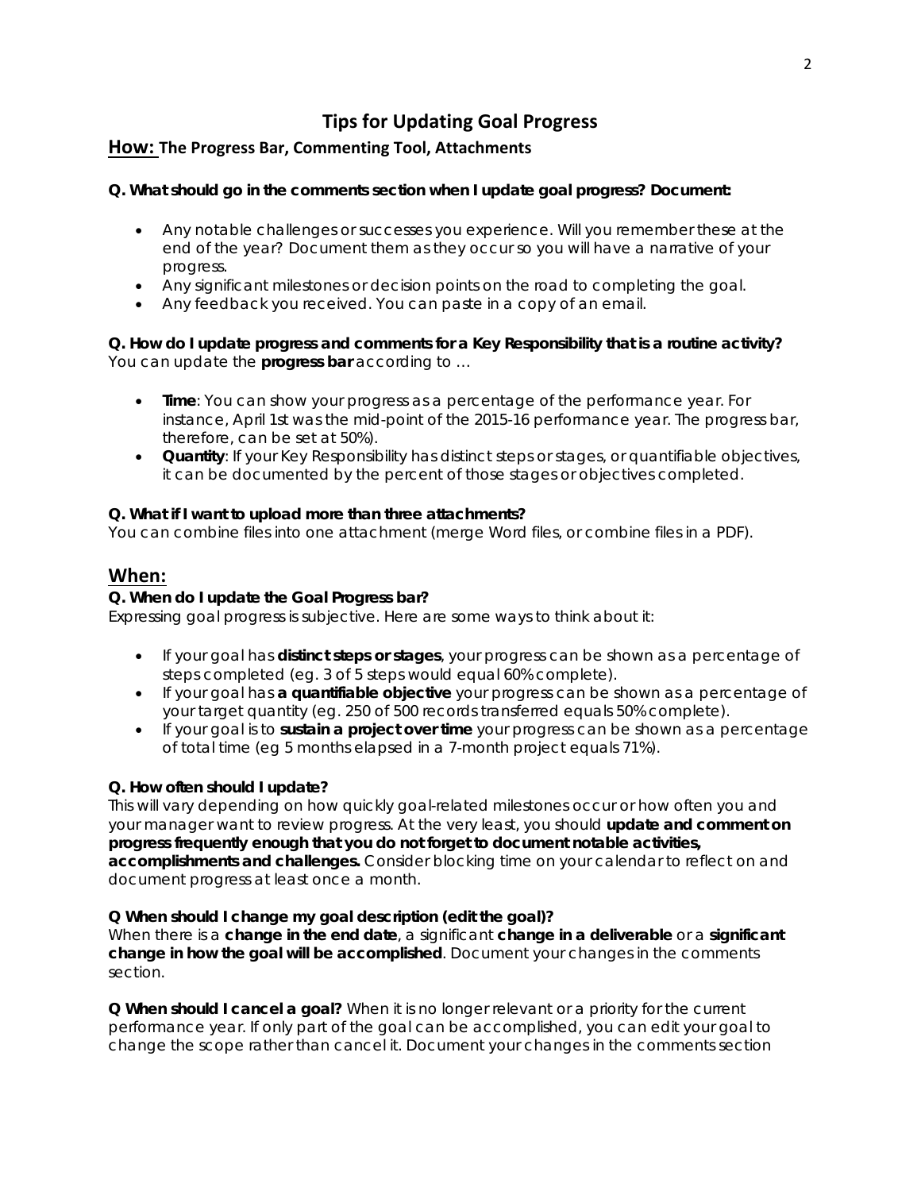# Tips for Updating Goal Progress

## How: The Progress Bar, Commenting Tool, Attachments

**Q. What should go in the comments section when I update goal progress? Document:**

- Any notable challenges or successes you experience. Will you remember these at the end of the year? Document them as they occur so you will have a narrative of your progress.
- Any significant milestones or decision points on the road to completing the goal.
- Any feedback you received. You can paste in a copy of an email.

**Q. How do I update progress and comments for a Key Responsibility that is a routine activity?**
You can update the **progress bar** according to …

- **Time**: You can show your progress as a percentage of the performance year. For instance, April 1st was the mid-point of the 2015-16 performance year. The progress bar, therefore, can be set at 50%).
- **Quantity**: If your Key Responsibility has distinct steps or stages, or quantifiable objectives, it can be documented by the percent of those stages or objectives completed.

**Q. What if I want to upload more than three attachments?**
You can combine files into one attachment (merge Word files, or combine files in a PDF).

## When:

**Q. When do I update the Goal Progress bar?**
Expressing goal progress is subjective. Here are some ways to think about it:

- If your goal has **distinct steps or stages**, your progress can be shown as a percentage of steps completed (eg. 3 of 5 steps would equal 60% complete).
- If your goal has **a quantifiable objective** your progress can be shown as a percentage of your target quantity (eg. 250 of 500 records transferred equals 50% complete).
- If your goal is to **sustain a project over time** your progress can be shown as a percentage of total time (eg 5 months elapsed in a 7-month project equals 71%).

**Q. How often should I update?**
This will vary depending on how quickly goal-related milestones occur or how often you and your manager want to review progress. At the very least, you should **update and comment on progress frequently enough that you do not forget to document notable activities, accomplishments and challenges.** Consider blocking time on your calendar to reflect on and document progress at least once a month.

**Q When should I change my goal description (edit the goal)?**
When there is a **change in the end date**, a significant **change in a deliverable** or a **significant change in how the goal will be accomplished**. Document your changes in the comments section.

**Q When should I cancel a goal?** When it is no longer relevant or a priority for the current performance year. If only part of the goal can be accomplished, you can edit your goal to change the scope rather than cancel it. Document your changes in the comments section